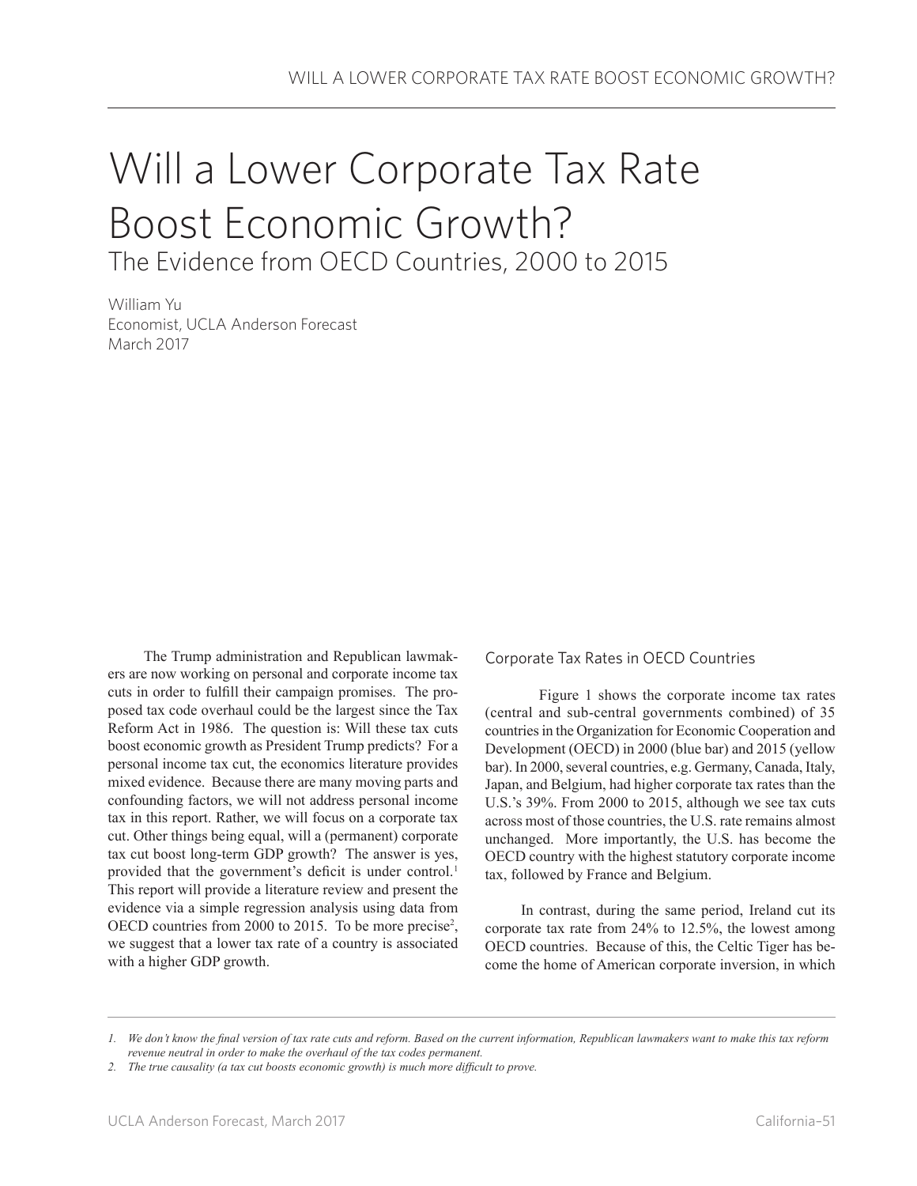# Will a Lower Corporate Tax Rate Boost Economic Growth?

## The Evidence from OECD Countries, 2000 to 2015

William Yu
Economist, UCLA Anderson Forecast
March 2017

The Trump administration and Republican lawmakers are now working on personal and corporate income tax cuts in order to fulfill their campaign promises. The proposed tax code overhaul could be the largest since the Tax Reform Act in 1986. The question is: Will these tax cuts boost economic growth as President Trump predicts? For a personal income tax cut, the economics literature provides mixed evidence. Because there are many moving parts and confounding factors, we will not address personal income tax in this report. Rather, we will focus on a corporate tax cut. Other things being equal, will a (permanent) corporate tax cut boost long-term GDP growth? The answer is yes, provided that the government's deficit is under control.[1] This report will provide a literature review and present the evidence via a simple regression analysis using data from OECD countries from 2000 to 2015. To be more precise[2], we suggest that a lower tax rate of a country is associated with a higher GDP growth.

### Corporate Tax Rates in OECD Countries

Figure 1 shows the corporate income tax rates (central and sub-central governments combined) of 35 countries in the Organization for Economic Cooperation and Development (OECD) in 2000 (blue bar) and 2015 (yellow bar). In 2000, several countries, e.g. Germany, Canada, Italy, Japan, and Belgium, had higher corporate tax rates than the U.S.'s 39%. From 2000 to 2015, although we see tax cuts across most of those countries, the U.S. rate remains almost unchanged. More importantly, the U.S. has become the OECD country with the highest statutory corporate income tax, followed by France and Belgium.

In contrast, during the same period, Ireland cut its corporate tax rate from 24% to 12.5%, the lowest among OECD countries. Because of this, the Celtic Tiger has become the home of American corporate inversion, in which

---

*1. We don't know the final version of tax rate cuts and reform. Based on the current information, Republican lawmakers want to make this tax reform revenue neutral in order to make the overhaul of the tax codes permanent.*

*2. The true causality (a tax cut boosts economic growth) is much more difficult to prove.*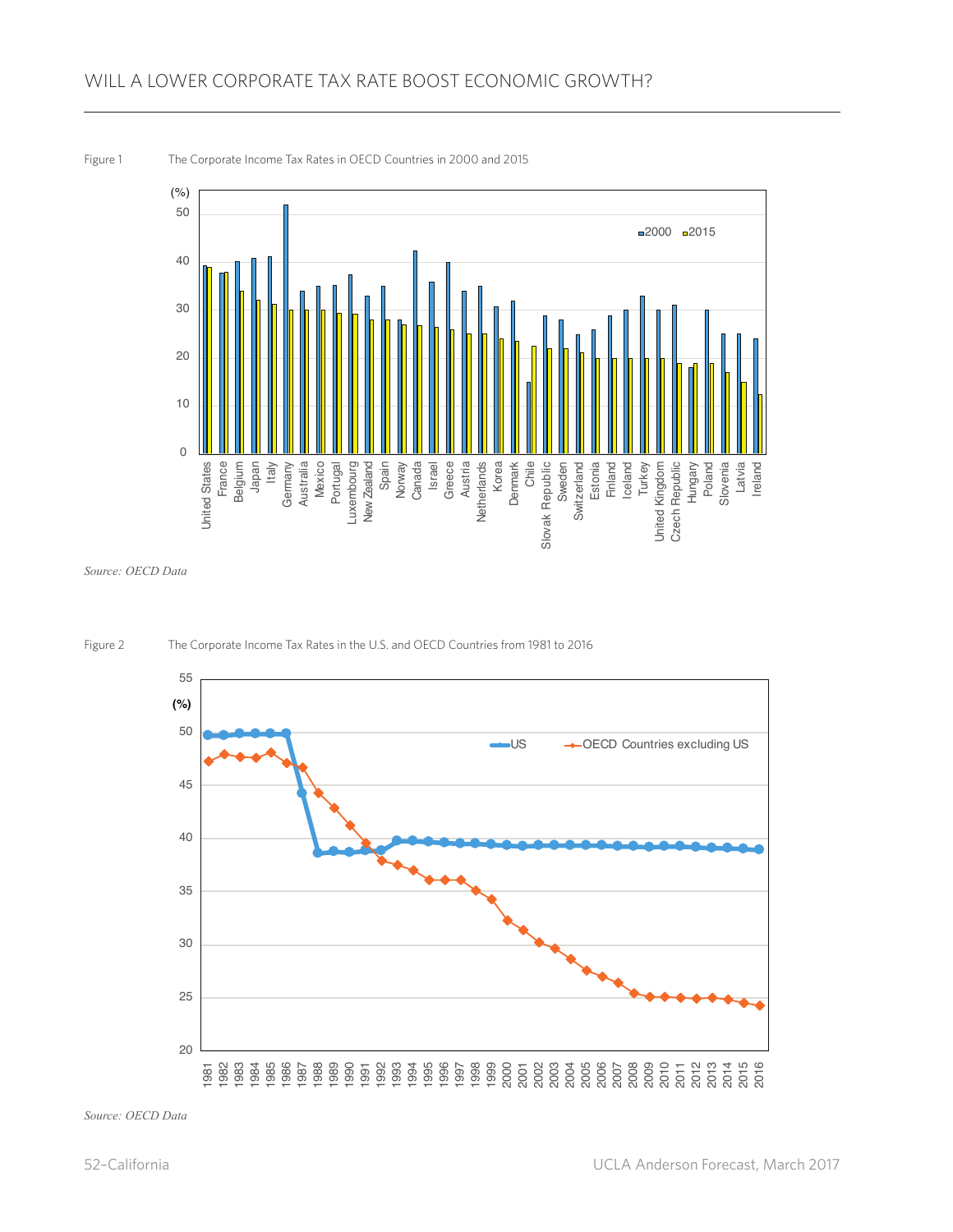Figure 1 The Corporate Income Tax Rates in OECD Countries in 2000 and 2015

*Source: OECD Data*

Figure 2 The Corporate Income Tax Rates in the U.S. and OECD Countries from 1981 to 2016

*Source: OECD Data*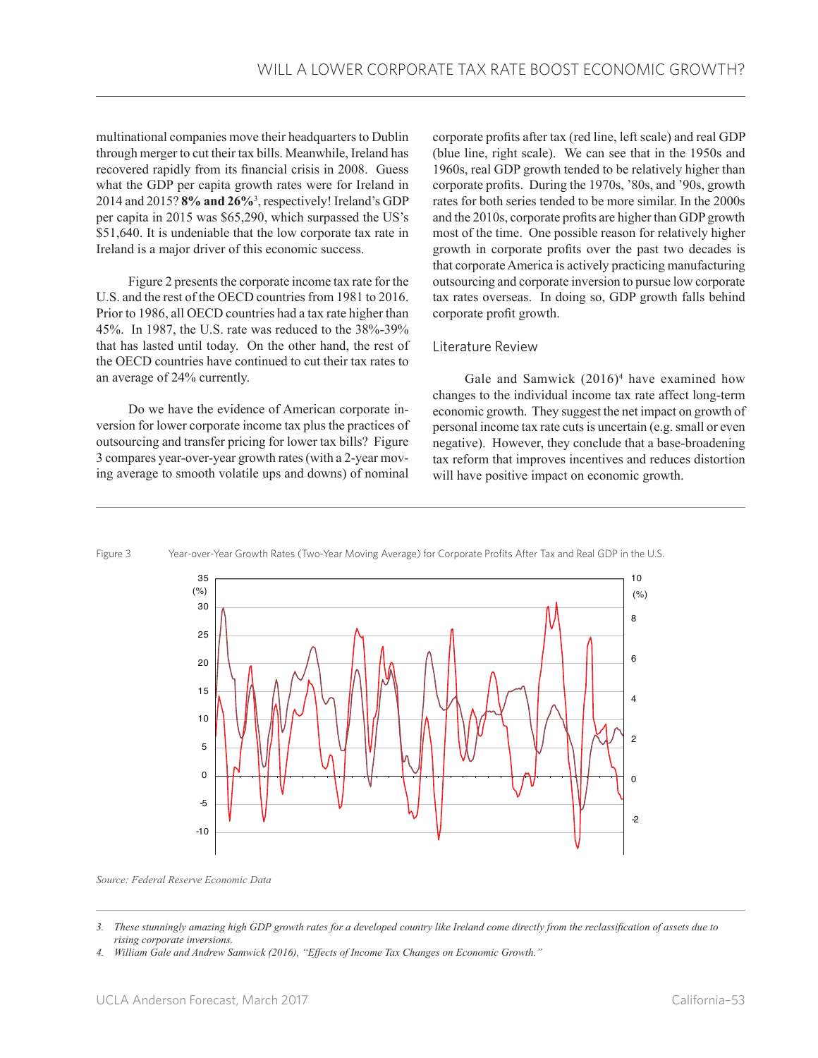multinational companies move their headquarters to Dublin through merger to cut their tax bills. Meanwhile, Ireland has recovered rapidly from its financial crisis in 2008. Guess what the GDP per capita growth rates were for Ireland in 2014 and 2015? **8% and 26%**[3], respectively! Ireland's GDP per capita in 2015 was $65,290, which surpassed the US's $51,640. It is undeniable that the low corporate tax rate in Ireland is a major driver of this economic success.

Figure 2 presents the corporate income tax rate for the U.S. and the rest of the OECD countries from 1981 to 2016. Prior to 1986, all OECD countries had a tax rate higher than 45%. In 1987, the U.S. rate was reduced to the 38%-39% that has lasted until today. On the other hand, the rest of the OECD countries have continued to cut their tax rates to an average of 24% currently.

Do we have the evidence of American corporate inversion for lower corporate income tax plus the practices of outsourcing and transfer pricing for lower tax bills? Figure 3 compares year-over-year growth rates (with a 2-year moving average to smooth volatile ups and downs) of nominal corporate profits after tax (red line, left scale) and real GDP (blue line, right scale). We can see that in the 1950s and 1960s, real GDP growth tended to be relatively higher than corporate profits. During the 1970s, '80s, and '90s, growth rates for both series tended to be more similar. In the 2000s and the 2010s, corporate profits are higher than GDP growth most of the time. One possible reason for relatively higher growth in corporate profits over the past two decades is that corporate America is actively practicing manufacturing outsourcing and corporate inversion to pursue low corporate tax rates overseas. In doing so, GDP growth falls behind corporate profit growth.

## Literature Review

Gale and Samwick (2016)[4] have examined how changes to the individual income tax rate affect long-term economic growth. They suggest the net impact on growth of personal income tax rate cuts is uncertain (e.g. small or even negative). However, they conclude that a base-broadening tax reform that improves incentives and reduces distortion will have positive impact on economic growth.

Figure 3 Year-over-Year Growth Rates (Two-Year Moving Average) for Corporate Profits After Tax and Real GDP in the U.S.

*Source: Federal Reserve Economic Data*

3. *These stunningly amazing high GDP growth rates for a developed country like Ireland come directly from the reclassification of assets due to rising corporate inversions.*
4. *William Gale and Andrew Samwick (2016), "Effects of Income Tax Changes on Economic Growth."*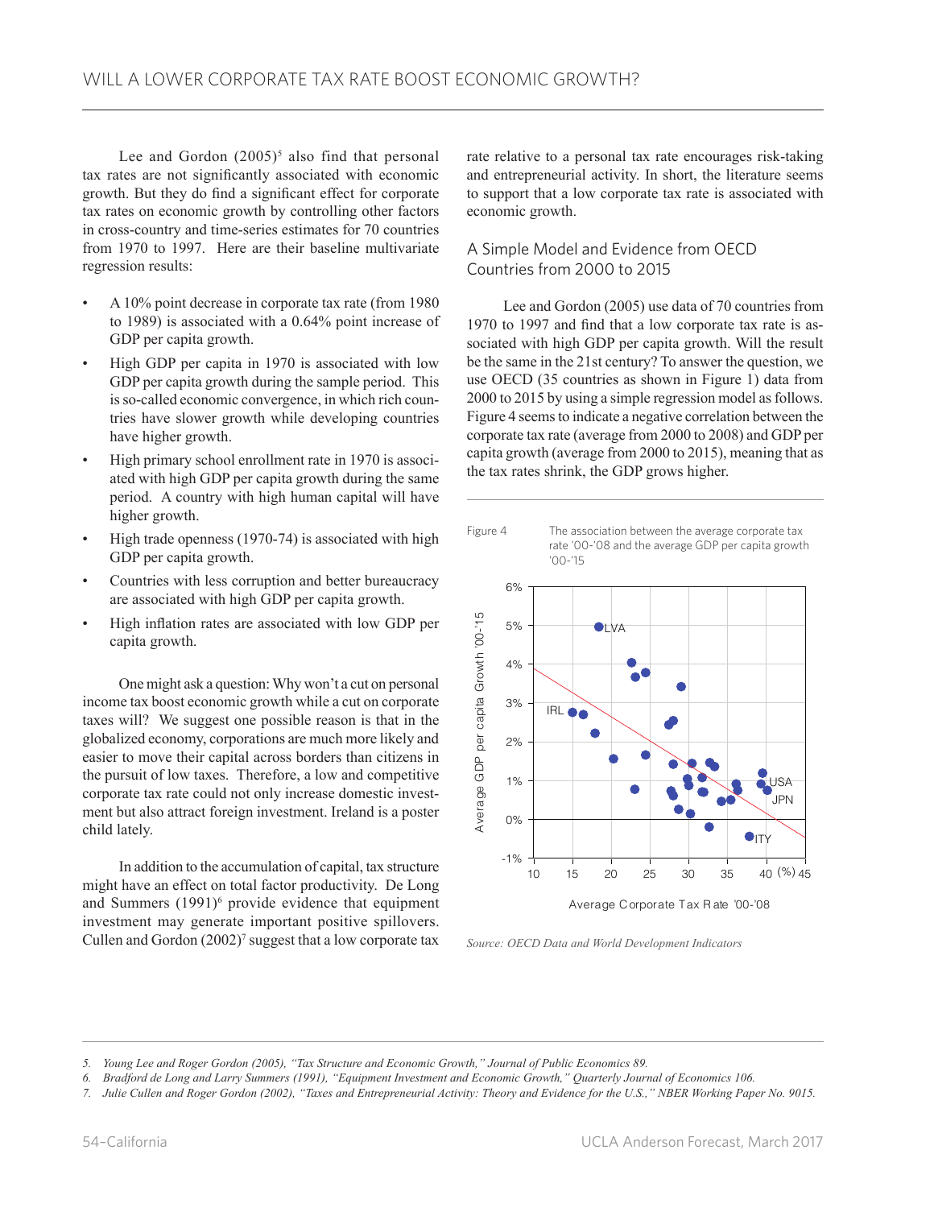Lee and Gordon (2005)[5] also find that personal tax rates are not significantly associated with economic growth. But they do find a significant effect for corporate tax rates on economic growth by controlling other factors in cross-country and time-series estimates for 70 countries from 1970 to 1997. Here are their baseline multivariate regression results:

- A 10% point decrease in corporate tax rate (from 1980 to 1989) is associated with a 0.64% point increase of GDP per capita growth.
- High GDP per capita in 1970 is associated with low GDP per capita growth during the sample period. This is so-called economic convergence, in which rich countries have slower growth while developing countries have higher growth.
- High primary school enrollment rate in 1970 is associated with high GDP per capita growth during the same period. A country with high human capital will have higher growth.
- High trade openness (1970-74) is associated with high GDP per capita growth.
- Countries with less corruption and better bureaucracy are associated with high GDP per capita growth.
- High inflation rates are associated with low GDP per capita growth.

One might ask a question: Why won't a cut on personal income tax boost economic growth while a cut on corporate taxes will? We suggest one possible reason is that in the globalized economy, corporations are much more likely and easier to move their capital across borders than citizens in the pursuit of low taxes. Therefore, a low and competitive corporate tax rate could not only increase domestic investment but also attract foreign investment. Ireland is a poster child lately.

In addition to the accumulation of capital, tax structure might have an effect on total factor productivity. De Long and Summers (1991)[6] provide evidence that equipment investment may generate important positive spillovers. Cullen and Gordon (2002)[7] suggest that a low corporate tax rate relative to a personal tax rate encourages risk-taking and entrepreneurial activity. In short, the literature seems to support that a low corporate tax rate is associated with economic growth.

## A Simple Model and Evidence from OECD Countries from 2000 to 2015

Lee and Gordon (2005) use data of 70 countries from 1970 to 1997 and find that a low corporate tax rate is associated with high GDP per capita growth. Will the result be the same in the 21st century? To answer the question, we use OECD (35 countries as shown in Figure 1) data from 2000 to 2015 by using a simple regression model as follows. Figure 4 seems to indicate a negative correlation between the corporate tax rate (average from 2000 to 2008) and GDP per capita growth (average from 2000 to 2015), meaning that as the tax rates shrink, the GDP grows higher.

Figure 4 The association between the average corporate tax rate '00-'08 and the average GDP per capita growth '00-'15

*Source: OECD Data and World Development Indicators*

---

5. *Young Lee and Roger Gordon (2005), "Tax Structure and Economic Growth," Journal of Public Economics 89.*
6. *Bradford de Long and Larry Summers (1991), "Equipment Investment and Economic Growth," Quarterly Journal of Economics 106.*
7. *Julie Cullen and Roger Gordon (2002), "Taxes and Entrepreneurial Activity: Theory and Evidence for the U.S.," NBER Working Paper No. 9015.*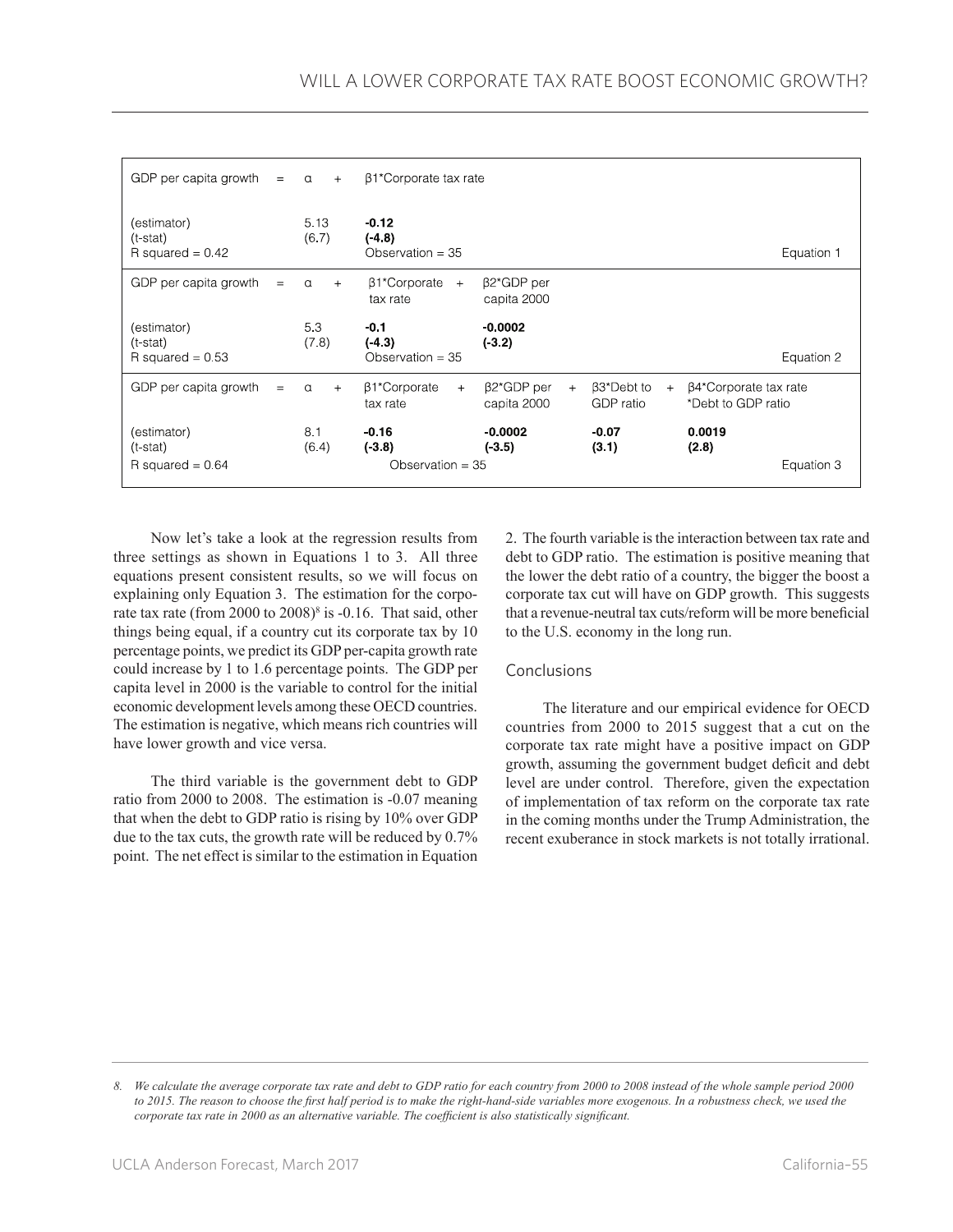| | | | | | | | |
|---|---|---|---|---|---|---|---|
| GDP per capita growth | = | α + | β1*Corporate tax rate | | | | |
| (estimator)<br>(t-stat)<br>R squared = 0.42 | | 5.13<br>(6.7) | **-0.12**<br>**(-4.8)**<br>Observation = 35 | | | | Equation 1 |
| GDP per capita growth | = | α + | β1*Corporate tax rate + | β2*GDP per capita 2000 | | | |
| (estimator)<br>(t-stat)<br>R squared = 0.53 | | 5.3<br>(7.8) | **-0.1**<br>**(-4.3)**<br>Observation = 35 | **-0.0002**<br>**(-3.2)** | | | Equation 2 |
| GDP per capita growth | = | α + | β1*Corporate tax rate + | β2*GDP per capita 2000 + | β3*Debt to GDP ratio + | β4*Corporate tax rate *Debt to GDP ratio | |
| (estimator)<br>(t-stat)<br>R squared = 0.64 | | 8.1<br>(6.4) | **-0.16**<br>**(-3.8)** | **-0.0002**<br>**(-3.5)**<br>Observation = 35 | **-0.07**<br>**(3.1)** | **0.0019**<br>**(2.8)** | Equation 3 |

Now let's take a look at the regression results from three settings as shown in Equations 1 to 3. All three equations present consistent results, so we will focus on explaining only Equation 3. The estimation for the corporate tax rate (from 2000 to 2008)[8] is -0.16. That said, other things being equal, if a country cut its corporate tax by 10 percentage points, we predict its GDP per-capita growth rate could increase by 1 to 1.6 percentage points. The GDP per capita level in 2000 is the variable to control for the initial economic development levels among these OECD countries. The estimation is negative, which means rich countries will have lower growth and vice versa.

The third variable is the government debt to GDP ratio from 2000 to 2008. The estimation is -0.07 meaning that when the debt to GDP ratio is rising by 10% over GDP due to the tax cuts, the growth rate will be reduced by 0.7% point. The net effect is similar to the estimation in Equation 2. The fourth variable is the interaction between tax rate and debt to GDP ratio. The estimation is positive meaning that the lower the debt ratio of a country, the bigger the boost a corporate tax cut will have on GDP growth. This suggests that a revenue-neutral tax cuts/reform will be more beneficial to the U.S. economy in the long run.

## Conclusions

The literature and our empirical evidence for OECD countries from 2000 to 2015 suggest that a cut on the corporate tax rate might have a positive impact on GDP growth, assuming the government budget deficit and debt level are under control. Therefore, given the expectation of implementation of tax reform on the corporate tax rate in the coming months under the Trump Administration, the recent exuberance in stock markets is not totally irrational.

---

*8. We calculate the average corporate tax rate and debt to GDP ratio for each country from 2000 to 2008 instead of the whole sample period 2000 to 2015. The reason to choose the first half period is to make the right-hand-side variables more exogenous. In a robustness check, we used the corporate tax rate in 2000 as an alternative variable. The coefficient is also statistically significant.*